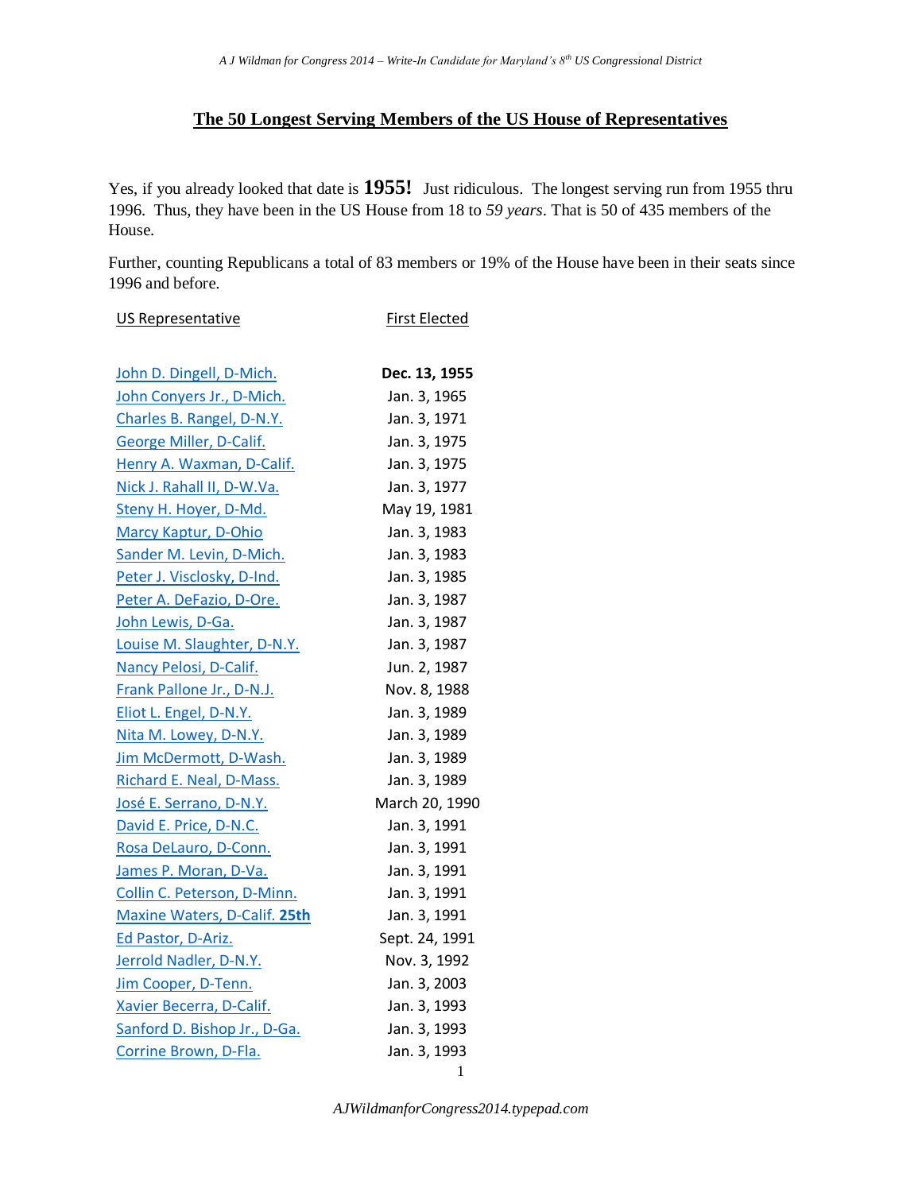# The 50 Longest Serving Members of the US House of Representatives

Yes, if you already looked that date is **1955!** Just ridiculous. The longest serving run from 1955 thru 1996. Thus, they have been in the US House from 18 to *59 years*. That is 50 of 435 members of the House.

Further, counting Republicans a total of 83 members or 19% of the House have been in their seats since 1996 and before.

| US Representative | First Elected |
|---|---|
| John D. Dingell, D-Mich. | **Dec. 13, 1955** |
| John Conyers Jr., D-Mich. | Jan. 3, 1965 |
| Charles B. Rangel, D-N.Y. | Jan. 3, 1971 |
| George Miller, D-Calif. | Jan. 3, 1975 |
| Henry A. Waxman, D-Calif. | Jan. 3, 1975 |
| Nick J. Rahall II, D-W.Va. | Jan. 3, 1977 |
| Steny H. Hoyer, D-Md. | May 19, 1981 |
| Marcy Kaptur, D-Ohio | Jan. 3, 1983 |
| Sander M. Levin, D-Mich. | Jan. 3, 1983 |
| Peter J. Visclosky, D-Ind. | Jan. 3, 1985 |
| Peter A. DeFazio, D-Ore. | Jan. 3, 1987 |
| John Lewis, D-Ga. | Jan. 3, 1987 |
| Louise M. Slaughter, D-N.Y. | Jan. 3, 1987 |
| Nancy Pelosi, D-Calif. | Jun. 2, 1987 |
| Frank Pallone Jr., D-N.J. | Nov. 8, 1988 |
| Eliot L. Engel, D-N.Y. | Jan. 3, 1989 |
| Nita M. Lowey, D-N.Y. | Jan. 3, 1989 |
| Jim McDermott, D-Wash. | Jan. 3, 1989 |
| Richard E. Neal, D-Mass. | Jan. 3, 1989 |
| José E. Serrano, D-N.Y. | March 20, 1990 |
| David E. Price, D-N.C. | Jan. 3, 1991 |
| Rosa DeLauro, D-Conn. | Jan. 3, 1991 |
| James P. Moran, D-Va. | Jan. 3, 1991 |
| Collin C. Peterson, D-Minn. | Jan. 3, 1991 |
| Maxine Waters, D-Calif. **25th** | Jan. 3, 1991 |
| Ed Pastor, D-Ariz. | Sept. 24, 1991 |
| Jerrold Nadler, D-N.Y. | Nov. 3, 1992 |
| Jim Cooper, D-Tenn. | Jan. 3, 2003 |
| Xavier Becerra, D-Calif. | Jan. 3, 1993 |
| Sanford D. Bishop Jr., D-Ga. | Jan. 3, 1993 |
| Corrine Brown, D-Fla. | Jan. 3, 1993 |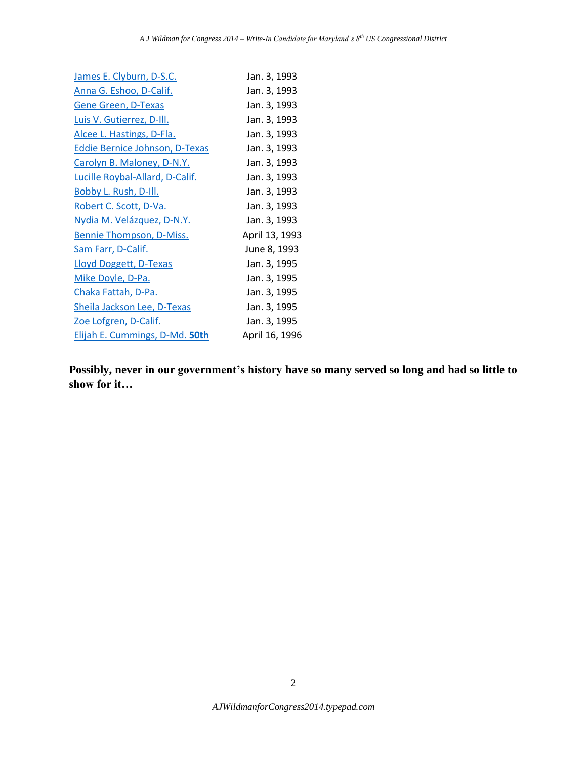| | |
|---|---|
| James E. Clyburn, D-S.C. | Jan. 3, 1993 |
| Anna G. Eshoo, D-Calif. | Jan. 3, 1993 |
| Gene Green, D-Texas | Jan. 3, 1993 |
| Luis V. Gutierrez, D-Ill. | Jan. 3, 1993 |
| Alcee L. Hastings, D-Fla. | Jan. 3, 1993 |
| Eddie Bernice Johnson, D-Texas | Jan. 3, 1993 |
| Carolyn B. Maloney, D-N.Y. | Jan. 3, 1993 |
| Lucille Roybal-Allard, D-Calif. | Jan. 3, 1993 |
| Bobby L. Rush, D-Ill. | Jan. 3, 1993 |
| Robert C. Scott, D-Va. | Jan. 3, 1993 |
| Nydia M. Velázquez, D-N.Y. | Jan. 3, 1993 |
| Bennie Thompson, D-Miss. | April 13, 1993 |
| Sam Farr, D-Calif. | June 8, 1993 |
| Lloyd Doggett, D-Texas | Jan. 3, 1995 |
| Mike Doyle, D-Pa. | Jan. 3, 1995 |
| Chaka Fattah, D-Pa. | Jan. 3, 1995 |
| Sheila Jackson Lee, D-Texas | Jan. 3, 1995 |
| Zoe Lofgren, D-Calif. | Jan. 3, 1995 |
| Elijah E. Cummings, D-Md. **50th** | April 16, 1996 |

**Possibly, never in our government's history have so many served so long and had so little to show for it…**